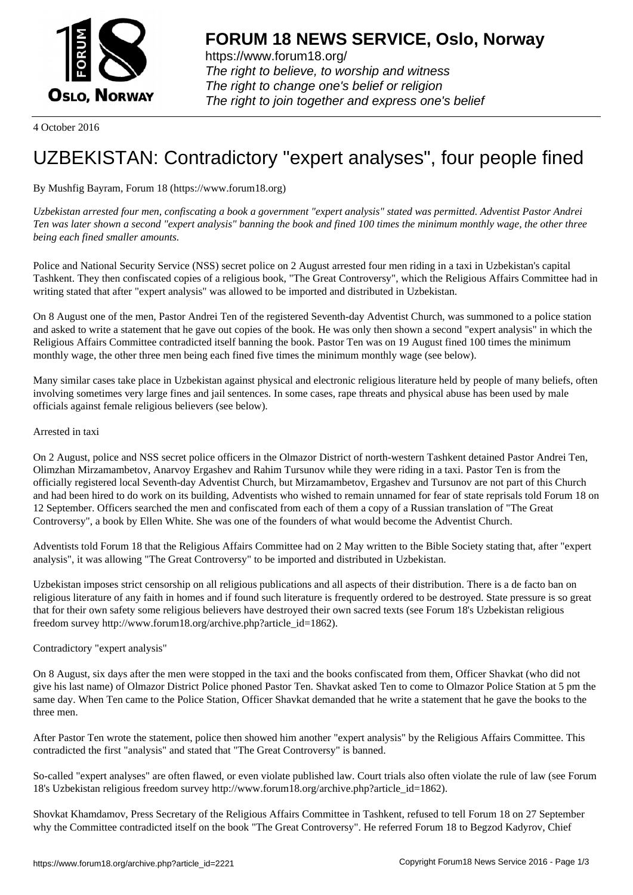# FORUM 18 NEWS SERVICE, Oslo, Norway

https://www.forum18.org/
*The right to believe, to worship and witness*
*The right to change one's belief or religion*
*The right to join together and express one's belief*

4 October 2016

# UZBEKISTAN: Contradictory "expert analyses", four people fined

By Mushfig Bayram, Forum 18 (https://www.forum18.org)

*Uzbekistan arrested four men, confiscating a book a government "expert analysis" stated was permitted. Adventist Pastor Andrei Ten was later shown a second "expert analysis" banning the book and fined 100 times the minimum monthly wage, the other three being each fined smaller amounts.*

Police and National Security Service (NSS) secret police on 2 August arrested four men riding in a taxi in Uzbekistan's capital Tashkent. They then confiscated copies of a religious book, "The Great Controversy", which the Religious Affairs Committee had in writing stated that after "expert analysis" was allowed to be imported and distributed in Uzbekistan.

On 8 August one of the men, Pastor Andrei Ten of the registered Seventh-day Adventist Church, was summoned to a police station and asked to write a statement that he gave out copies of the book. He was only then shown a second "expert analysis" in which the Religious Affairs Committee contradicted itself banning the book. Pastor Ten was on 19 August fined 100 times the minimum monthly wage, the other three men being each fined five times the minimum monthly wage (see below).

Many similar cases take place in Uzbekistan against physical and electronic religious literature held by people of many beliefs, often involving sometimes very large fines and jail sentences. In some cases, rape threats and physical abuse has been used by male officials against female religious believers (see below).

Arrested in taxi

On 2 August, police and NSS secret police officers in the Olmazor District of north-western Tashkent detained Pastor Andrei Ten, Olimzhan Mirzamambetov, Anarvoy Ergashev and Rahim Tursunov while they were riding in a taxi. Pastor Ten is from the officially registered local Seventh-day Adventist Church, but Mirzamambetov, Ergashev and Tursunov are not part of this Church and had been hired to do work on its building, Adventists who wished to remain unnamed for fear of state reprisals told Forum 18 on 12 September. Officers searched the men and confiscated from each of them a copy of a Russian translation of "The Great Controversy", a book by Ellen White. She was one of the founders of what would become the Adventist Church.

Adventists told Forum 18 that the Religious Affairs Committee had on 2 May written to the Bible Society stating that, after "expert analysis", it was allowing "The Great Controversy" to be imported and distributed in Uzbekistan.

Uzbekistan imposes strict censorship on all religious publications and all aspects of their distribution. There is a de facto ban on religious literature of any faith in homes and if found such literature is frequently ordered to be destroyed. State pressure is so great that for their own safety some religious believers have destroyed their own sacred texts (see Forum 18's Uzbekistan religious freedom survey http://www.forum18.org/archive.php?article_id=1862).

Contradictory "expert analysis"

On 8 August, six days after the men were stopped in the taxi and the books confiscated from them, Officer Shavkat (who did not give his last name) of Olmazor District Police phoned Pastor Ten. Shavkat asked Ten to come to Olmazor Police Station at 5 pm the same day. When Ten came to the Police Station, Officer Shavkat demanded that he write a statement that he gave the books to the three men.

After Pastor Ten wrote the statement, police then showed him another "expert analysis" by the Religious Affairs Committee. This contradicted the first "analysis" and stated that "The Great Controversy" is banned.

So-called "expert analyses" are often flawed, or even violate published law. Court trials also often violate the rule of law (see Forum 18's Uzbekistan religious freedom survey http://www.forum18.org/archive.php?article_id=1862).

Shovkat Khamdamov, Press Secretary of the Religious Affairs Committee in Tashkent, refused to tell Forum 18 on 27 September why the Committee contradicted itself on the book "The Great Controversy". He referred Forum 18 to Begzod Kadyrov, Chief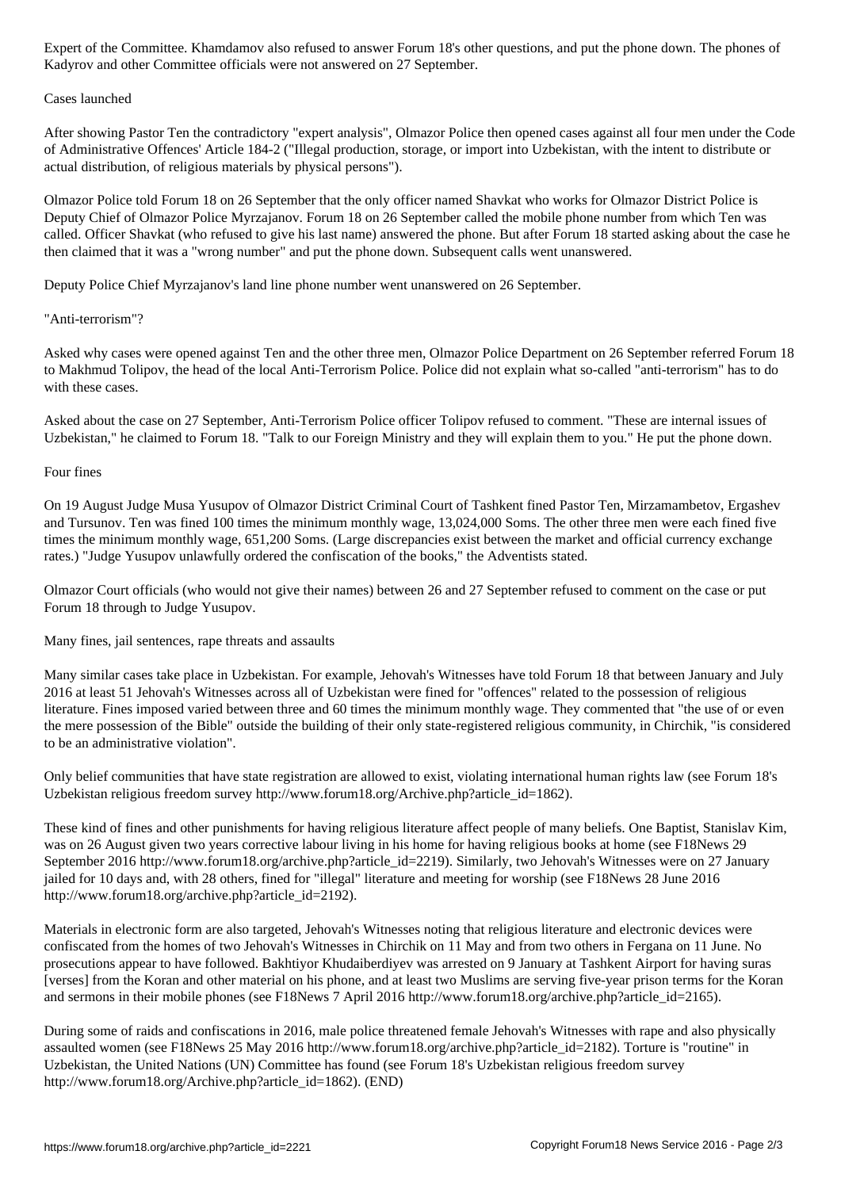Expert of the Committee. Khamdamov also refused to answer Forum 18's other questions, and put the phone down. The phones of Kadyrov and other Committee officials were not answered on 27 September.

## Cases launched

After showing Pastor Ten the contradictory "expert analysis", Olmazor Police then opened cases against all four men under the Code of Administrative Offences' Article 184-2 ("Illegal production, storage, or import into Uzbekistan, with the intent to distribute or actual distribution, of religious materials by physical persons").

Olmazor Police told Forum 18 on 26 September that the only officer named Shavkat who works for Olmazor District Police is Deputy Chief of Olmazor Police Myrzajanov. Forum 18 on 26 September called the mobile phone number from which Ten was called. Officer Shavkat (who refused to give his last name) answered the phone. But after Forum 18 started asking about the case he then claimed that it was a "wrong number" and put the phone down. Subsequent calls went unanswered.

Deputy Police Chief Myrzajanov's land line phone number went unanswered on 26 September.

## "Anti-terrorism"?

Asked why cases were opened against Ten and the other three men, Olmazor Police Department on 26 September referred Forum 18 to Makhmud Tolipov, the head of the local Anti-Terrorism Police. Police did not explain what so-called "anti-terrorism" has to do with these cases.

Asked about the case on 27 September, Anti-Terrorism Police officer Tolipov refused to comment. "These are internal issues of Uzbekistan," he claimed to Forum 18. "Talk to our Foreign Ministry and they will explain them to you." He put the phone down.

## Four fines

On 19 August Judge Musa Yusupov of Olmazor District Criminal Court of Tashkent fined Pastor Ten, Mirzamambetov, Ergashev and Tursunov. Ten was fined 100 times the minimum monthly wage, 13,024,000 Soms. The other three men were each fined five times the minimum monthly wage, 651,200 Soms. (Large discrepancies exist between the market and official currency exchange rates.) "Judge Yusupov unlawfully ordered the confiscation of the books," the Adventists stated.

Olmazor Court officials (who would not give their names) between 26 and 27 September refused to comment on the case or put Forum 18 through to Judge Yusupov.

## Many fines, jail sentences, rape threats and assaults

Many similar cases take place in Uzbekistan. For example, Jehovah's Witnesses have told Forum 18 that between January and July 2016 at least 51 Jehovah's Witnesses across all of Uzbekistan were fined for "offences" related to the possession of religious literature. Fines imposed varied between three and 60 times the minimum monthly wage. They commented that "the use of or even the mere possession of the Bible" outside the building of their only state-registered religious community, in Chirchik, "is considered to be an administrative violation".

Only belief communities that have state registration are allowed to exist, violating international human rights law (see Forum 18's Uzbekistan religious freedom survey http://www.forum18.org/Archive.php?article_id=1862).

These kind of fines and other punishments for having religious literature affect people of many beliefs. One Baptist, Stanislav Kim, was on 26 August given two years corrective labour living in his home for having religious books at home (see F18News 29 September 2016 http://www.forum18.org/archive.php?article_id=2219). Similarly, two Jehovah's Witnesses were on 27 January jailed for 10 days and, with 28 others, fined for "illegal" literature and meeting for worship (see F18News 28 June 2016 http://www.forum18.org/archive.php?article_id=2192).

Materials in electronic form are also targeted, Jehovah's Witnesses noting that religious literature and electronic devices were confiscated from the homes of two Jehovah's Witnesses in Chirchik on 11 May and from two others in Fergana on 11 June. No prosecutions appear to have followed. Bakhtiyor Khudaiberdiyev was arrested on 9 January at Tashkent Airport for having suras [verses] from the Koran and other material on his phone, and at least two Muslims are serving five-year prison terms for the Koran and sermons in their mobile phones (see F18News 7 April 2016 http://www.forum18.org/archive.php?article_id=2165).

During some of raids and confiscations in 2016, male police threatened female Jehovah's Witnesses with rape and also physically assaulted women (see F18News 25 May 2016 http://www.forum18.org/archive.php?article_id=2182). Torture is "routine" in Uzbekistan, the United Nations (UN) Committee has found (see Forum 18's Uzbekistan religious freedom survey http://www.forum18.org/Archive.php?article_id=1862). (END)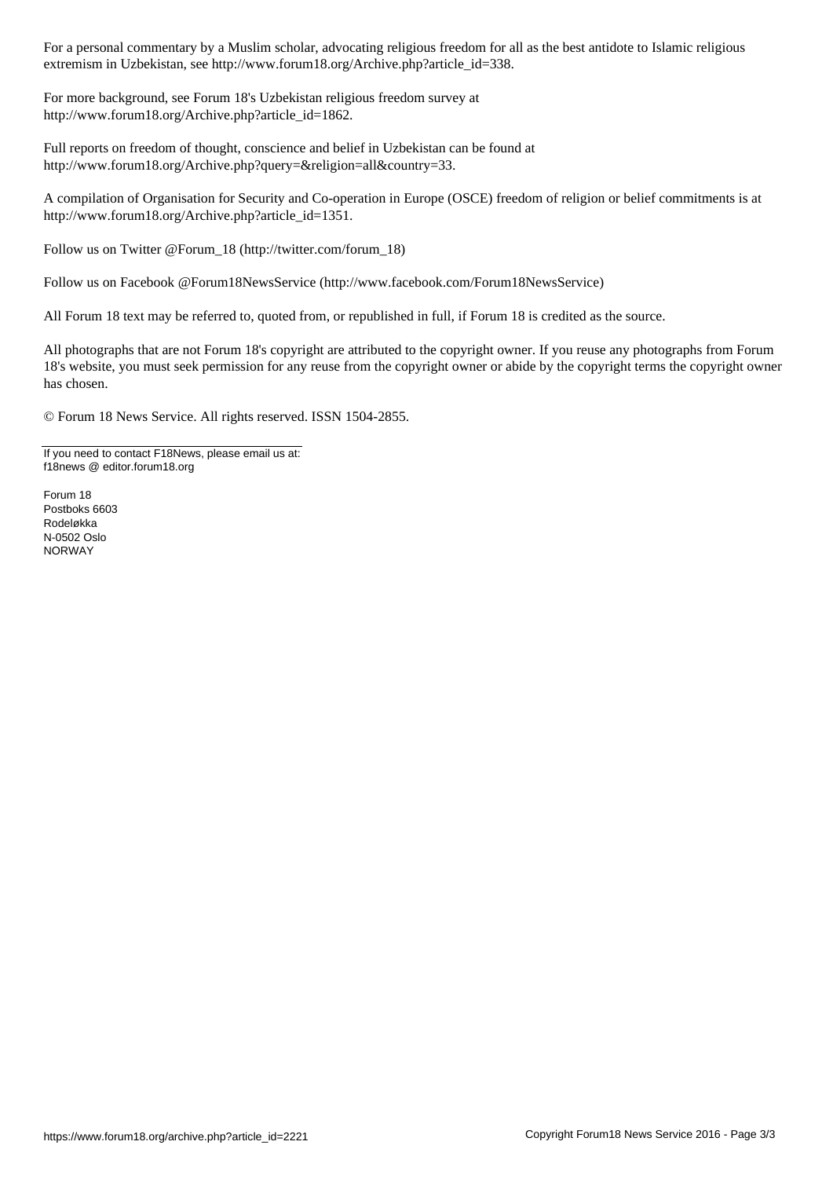For a personal commentary by a Muslim scholar, advocating religious freedom for all as the best antidote to Islamic religious extremism in Uzbekistan, see http://www.forum18.org/Archive.php?article_id=338.

For more background, see Forum 18's Uzbekistan religious freedom survey at http://www.forum18.org/Archive.php?article_id=1862.

Full reports on freedom of thought, conscience and belief in Uzbekistan can be found at http://www.forum18.org/Archive.php?query=&religion=all&country=33.

A compilation of Organisation for Security and Co-operation in Europe (OSCE) freedom of religion or belief commitments is at http://www.forum18.org/Archive.php?article_id=1351.

Follow us on Twitter @Forum_18 (http://twitter.com/forum_18)

Follow us on Facebook @Forum18NewsService (http://www.facebook.com/Forum18NewsService)

All Forum 18 text may be referred to, quoted from, or republished in full, if Forum 18 is credited as the source.

All photographs that are not Forum 18's copyright are attributed to the copyright owner. If you reuse any photographs from Forum 18's website, you must seek permission for any reuse from the copyright owner or abide by the copyright terms the copyright owner has chosen.

© Forum 18 News Service. All rights reserved. ISSN 1504-2855.

---

If you need to contact F18News, please email us at:
f18news @ editor.forum18.org

Forum 18
Postboks 6603
Rodeløkka
N-0502 Oslo
NORWAY